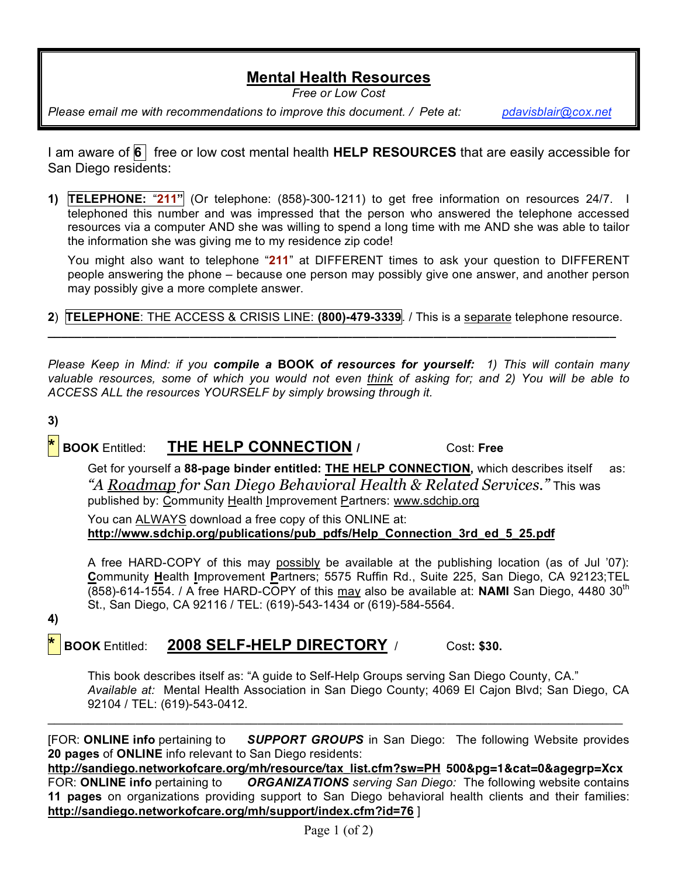# Mental Health Resources

*Free or Low Cost*

*Please email me with recommendations to improve this document. / Pete at:* pdavisblair@cox.net

I am aware of **6** free or low cost mental health **HELP RESOURCES** that are easily accessible for San Diego residents:

**1)** **TELEPHONE: "211"** (Or telephone: (858)-300-1211) to get free information on resources 24/7. I telephoned this number and was impressed that the person who answered the telephone accessed resources via a computer AND she was willing to spend a long time with me AND she was able to tailor the information she was giving me to my residence zip code!

You might also want to telephone "**211**" at DIFFERENT times to ask your question to DIFFERENT people answering the phone – because one person may possibly give one answer, and another person may possibly give a more complete answer.

**2**) **TELEPHONE**: THE ACCESS & CRISIS LINE: **(800)-479-3339**. / This is a separate telephone resource.

---

*Please Keep in Mind: if you **compile a** **BOOK** **of resources for yourself:** 1) This will contain many valuable resources, some of which you would not even think of asking for; and 2) You will be able to ACCESS ALL the resources YOURSELF by simply browsing through it.*

**3)**

**\*** **BOOK** Entitled: **THE HELP CONNECTION** / Cost: **Free**

Get for yourself a **88-page binder entitled: THE HELP CONNECTION,** which describes itself as: *"A Roadmap for San Diego Behavioral Health & Related Services."* This was published by: Community Health Improvement Partners: www.sdchip.org

You can ALWAYS download a free copy of this ONLINE at:
**http://www.sdchip.org/publications/pub_pdfs/Help_Connection_3rd_ed_5_25.pdf**

A free HARD-COPY of this may possibly be available at the publishing location (as of Jul '07): **C**ommunity **H**ealth **I**mprovement **P**artners; 5575 Ruffin Rd., Suite 225, San Diego, CA 92123;TEL (858)-614-1554. / A free HARD-COPY of this may also be available at: **NAMI** San Diego, 4480 30th St., San Diego, CA 92116 / TEL: (619)-543-1434 or (619)-584-5564.

**4)**

**\*** **BOOK** Entitled: **2008 SELF-HELP DIRECTORY** / Cost**: $30.**

This book describes itself as: "A guide to Self-Help Groups serving San Diego County, CA."
*Available at:* Mental Health Association in San Diego County; 4069 El Cajon Blvd; San Diego, CA 92104 / TEL: (619)-543-0412.

---

[FOR: **ONLINE info** pertaining to ***SUPPORT GROUPS*** in San Diego: The following Website provides **20 pages** of **ONLINE** info relevant to San Diego residents:
**http://sandiego.networkofcare.org/mh/resource/tax_list.cfm?sw=PH 500&pg=1&cat=0&agegrp=Xcx**
FOR: **ONLINE info** pertaining to ***ORGANIZATIONS*** *serving San Diego:* The following website contains **11 pages** on organizations providing support to San Diego behavioral health clients and their families: **http://sandiego.networkofcare.org/mh/support/index.cfm?id=76** ]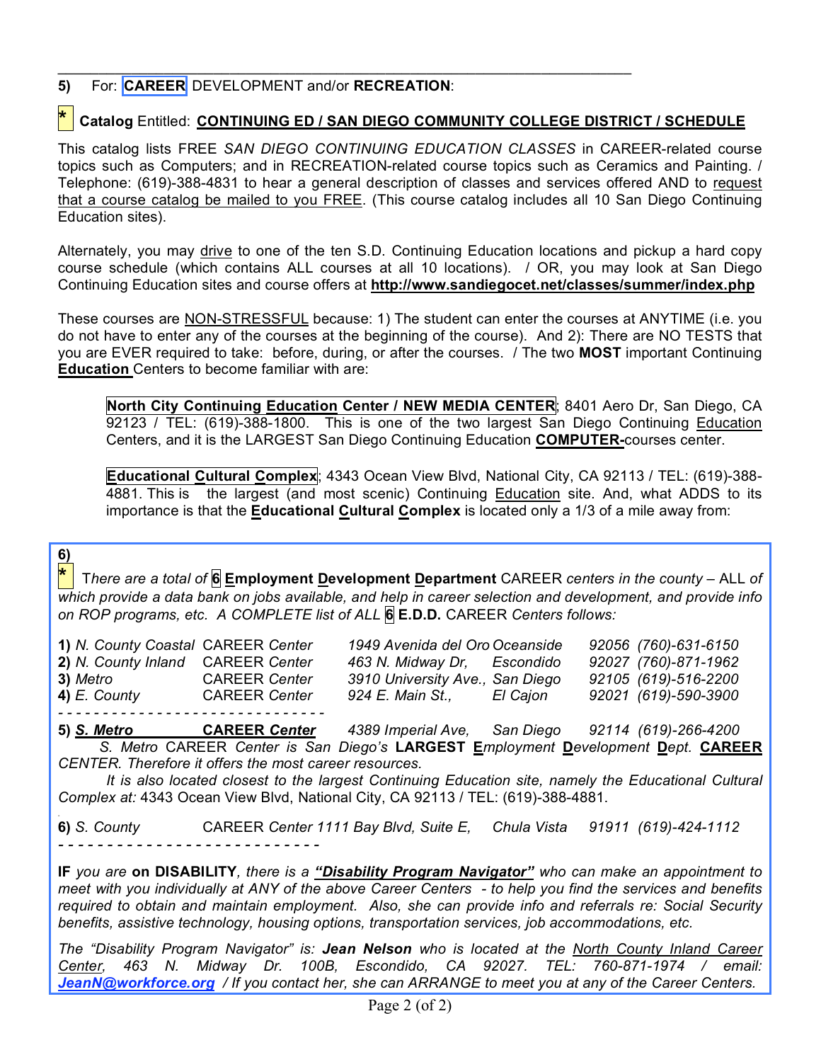---

**5)** For: **CAREER** DEVELOPMENT and/or **RECREATION**:

**\*** **Catalog** Entitled: **CONTINUING ED / SAN DIEGO COMMUNITY COLLEGE DISTRICT / SCHEDULE**

This catalog lists FREE *SAN DIEGO CONTINUING EDUCATION CLASSES* in CAREER-related course topics such as Computers; and in RECREATION-related course topics such as Ceramics and Painting. / Telephone: (619)-388-4831 to hear a general description of classes and services offered AND to request that a course catalog be mailed to you FREE. (This course catalog includes all 10 San Diego Continuing Education sites).

Alternately, you may drive to one of the ten S.D. Continuing Education locations and pickup a hard copy course schedule (which contains ALL courses at all 10 locations). / OR, you may look at San Diego Continuing Education sites and course offers at **http://www.sandiegocet.net/classes/summer/index.php**

These courses are NON-STRESSFUL because: 1) The student can enter the courses at ANYTIME (i.e. you do not have to enter any of the courses at the beginning of the course). And 2): There are NO TESTS that you are EVER required to take: before, during, or after the courses. / The two **MOST** important Continuing **Education** Centers to become familiar with are:

> **North City Continuing Education Center / NEW MEDIA CENTER**; 8401 Aero Dr, San Diego, CA 92123 / TEL: (619)-388-1800. This is one of the two largest San Diego Continuing Education Centers, and it is the LARGEST San Diego Continuing Education **COMPUTER-**courses center.
>
> **Educational Cultural Complex**; 4343 Ocean View Blvd, National City, CA 92113 / TEL: (619)-388-4881. This is the largest (and most scenic) Continuing Education site. And, what ADDS to its importance is that the **Educational Cultural Complex** is located only a 1/3 of a mile away from:

**6)**

**\*** *There are a total of* **6** **Employment Development Department** CAREER *centers in the county – ALL of which provide a data bank on jobs available, and help in career selection and development, and provide info on ROP programs, etc. A COMPLETE list of ALL* **6** **E.D.D.** CAREER *Centers follows:*

| | | | | | |
|---|---|---|---|---|---|
| **1)** *N. County Coastal* | CAREER *Center* | *1949 Avenida del Oro* | *Oceanside* | *92056* | *(760)-631-6150* |
| **2)** *N. County Inland* | CAREER *Center* | *463 N. Midway Dr,* | *Escondido* | *92027* | *(760)-871-1962* |
| **3)** *Metro* | CAREER *Center* | *3910 University Ave.,* | *San Diego* | *92105* | *(619)-516-2200* |
| **4)** *E. County* | CAREER *Center* | *924 E. Main St.,* | *El Cajon* | *92021* | *(619)-590-3900* |

- - - - - - - - - - - - - - - - - - - - - - - - - - - - -

| | | | | | |
|---|---|---|---|---|---|
| **5)** ***S. Metro*** | **CAREER *Center*** | *4389 Imperial Ave,* | *San Diego* | *92114* | *(619)-266-4200* |

*S. Metro* CAREER *Center is San Diego's* **LARGEST** **E***mployment* **D***evelopment* **D***ept.* **CAREER** *CENTER. Therefore it offers the most career resources.*

*It is also located closest to the largest Continuing Education site, namely the Educational Cultural Complex at:* 4343 Ocean View Blvd, National City, CA 92113 / TEL: (619)-388-4881.

| | | | | | |
|---|---|---|---|---|---|
| **6)** *S. County* | CAREER *Center* | *1111 Bay Blvd, Suite E,* | *Chula Vista* | *91911* | *(619)-424-1112* |

- - - - - - - - - - - - - - - - - - - - - - - - - - - -

**IF** *you are* **on DISABILITY***, there is a* ***"Disability Program Navigator"*** *who can make an appointment to meet with you individually at ANY of the above Career Centers - to help you find the services and benefits required to obtain and maintain employment. Also, she can provide info and referrals re: Social Security benefits, assistive technology, housing options, transportation services, job accommodations, etc.*

*The "Disability Program Navigator" is:* ***Jean Nelson*** *who is located at the North County Inland Career Center, 463 N. Midway Dr. 100B, Escondido, CA 92027. TEL: 760-871-1974 / email:* ***JeanN@workforce.org*** */ If you contact her, she can ARRANGE to meet you at any of the Career Centers.*